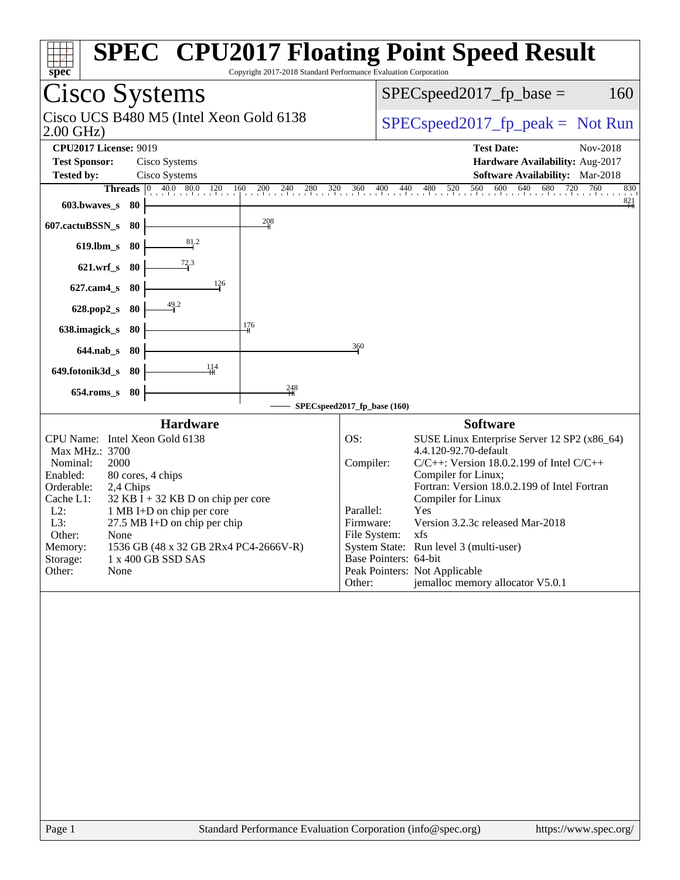# SPEC CPU2017 Floating Point Speed Result

Copyright 2017-2018 Standard Performance Evaluation Corporation

## Cisco Systems

Cisco UCS B480 M5 (Intel Xeon Gold 6138 2.00 GHz)

SPECspeed2017_fp_base = 160

SPECspeed2017_fp_peak = Not Run

**CPU2017 License:** 9019
**Test Sponsor:** Cisco Systems
**Tested by:** Cisco Systems

**Test Date:** Nov-2018
**Hardware Availability:** Aug-2017
**Software Availability:** Mar-2018

| Benchmark | Threads | SPECspeed2017_fp_base (160) |
|---|---|---|
| 603.bwaves_s | 80 | 821 |
| 607.cactuBSSN_s | 80 | 208 |
| 619.lbm_s | 80 | 81.2 |
| 621.wrf_s | 80 | 72.3 |
| 627.cam4_s | 80 | 126 |
| 628.pop2_s | 80 | 49.2 |
| 638.imagick_s | 80 | 176 |
| 644.nab_s | 80 | 360 |
| 649.fotonik3d_s | 80 | 114 |
| 654.roms_s | 80 | 248 |

### Hardware

| | |
|---|---|
| CPU Name: | Intel Xeon Gold 6138 |
| Max MHz.: | 3700 |
| Nominal: | 2000 |
| Enabled: | 80 cores, 4 chips |
| Orderable: | 2,4 Chips |
| Cache L1: | 32 KB I + 32 KB D on chip per core |
| L2: | 1 MB I+D on chip per core |
| L3: | 27.5 MB I+D on chip per chip |
| Other: | None |
| Memory: | 1536 GB (48 x 32 GB 2Rx4 PC4-2666V-R) |
| Storage: | 1 x 400 GB SSD SAS |
| Other: | None |

### Software

| | |
|---|---|
| OS: | SUSE Linux Enterprise Server 12 SP2 (x86_64) 4.4.120-92.70-default |
| Compiler: | C/C++: Version 18.0.2.199 of Intel C/C++ Compiler for Linux; Fortran: Version 18.0.2.199 of Intel Fortran Compiler for Linux |
| Parallel: | Yes |
| Firmware: | Version 3.2.3c released Mar-2018 |
| File System: | xfs |
| System State: | Run level 3 (multi-user) |
| Base Pointers: | 64-bit |
| Peak Pointers: | Not Applicable |
| Other: | jemalloc memory allocator V5.0.1 |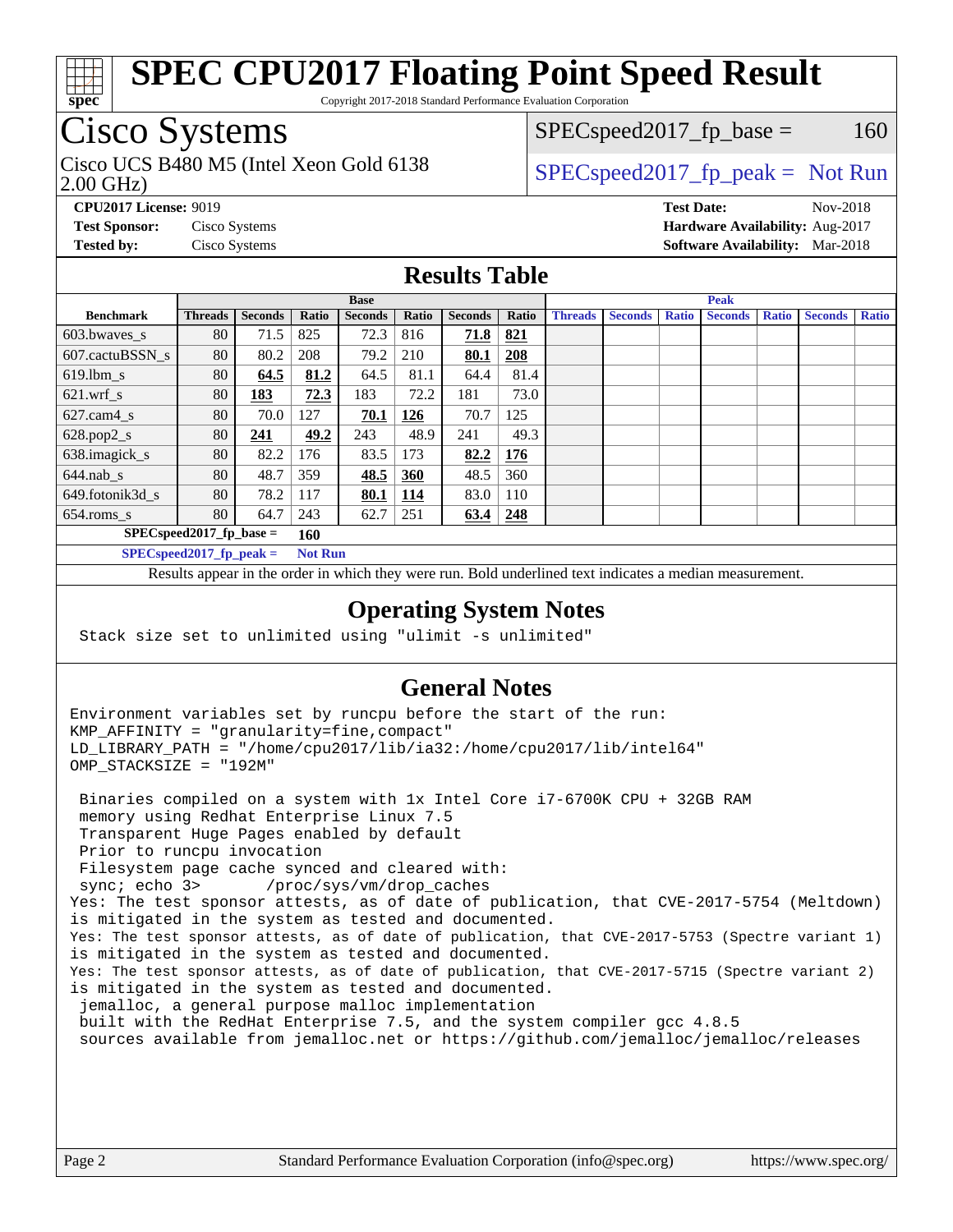# SPEC CPU2017 Floating Point Speed Result

Copyright 2017-2018 Standard Performance Evaluation Corporation

## Cisco Systems

Cisco UCS B480 M5 (Intel Xeon Gold 6138 2.00 GHz)

SPECspeed2017_fp_base = 160

SPECspeed2017_fp_peak = Not Run

**CPU2017 License:** 9019
**Test Sponsor:** Cisco Systems
**Tested by:** Cisco Systems

**Test Date:** Nov-2018
**Hardware Availability:** Aug-2017
**Software Availability:** Mar-2018

## Results Table

| Benchmark | Base | | | | | | | Peak | | | | | | |
|---|---|---|---|---|---|---|---|---|---|---|---|---|---|---|
| | Threads | Seconds | Ratio | Seconds | Ratio | Seconds | Ratio | Threads | Seconds | Ratio | Seconds | Ratio | Seconds | Ratio |
| 603.bwaves_s | 80 | 71.5 | 825 | 72.3 | 816 | **71.8** | **821** | | | | | | | |
| 607.cactuBSSN_s | 80 | 80.2 | 208 | 79.2 | 210 | **80.1** | **208** | | | | | | | |
| 619.lbm_s | 80 | **64.5** | **81.2** | 64.5 | 81.1 | 64.4 | 81.4 | | | | | | | |
| 621.wrf_s | 80 | **183** | **72.3** | 183 | 72.2 | 181 | 73.0 | | | | | | | |
| 627.cam4_s | 80 | 70.0 | 127 | **70.1** | **126** | 70.7 | 125 | | | | | | | |
| 628.pop2_s | 80 | **241** | **49.2** | 243 | 48.9 | 241 | 49.3 | | | | | | | |
| 638.imagick_s | 80 | 82.2 | 176 | 83.5 | 173 | **82.2** | **176** | | | | | | | |
| 644.nab_s | 80 | 48.7 | 359 | **48.5** | **360** | 48.5 | 360 | | | | | | | |
| 649.fotonik3d_s | 80 | 78.2 | 117 | **80.1** | **114** | 83.0 | 110 | | | | | | | |
| 654.roms_s | 80 | 64.7 | 243 | 62.7 | 251 | **63.4** | **248** | | | | | | | |

**SPECspeed2017_fp_base = 160**

**SPECspeed2017_fp_peak = Not Run**

Results appear in the order in which they were run. Bold underlined text indicates a median measurement.

## Operating System Notes

```
Stack size set to unlimited using "ulimit -s unlimited"
```

## General Notes

```
Environment variables set by runcpu before the start of the run:
KMP_AFFINITY = "granularity=fine,compact"
LD_LIBRARY_PATH = "/home/cpu2017/lib/ia32:/home/cpu2017/lib/intel64"
OMP_STACKSIZE = "192M"

 Binaries compiled on a system with 1x Intel Core i7-6700K CPU + 32GB RAM
 memory using Redhat Enterprise Linux 7.5
 Transparent Huge Pages enabled by default
 Prior to runcpu invocation
 Filesystem page cache synced and cleared with:
 sync; echo 3>       /proc/sys/vm/drop_caches
Yes: The test sponsor attests, as of date of publication, that CVE-2017-5754 (Meltdown)
is mitigated in the system as tested and documented.
Yes: The test sponsor attests, as of date of publication, that CVE-2017-5753 (Spectre variant 1)
is mitigated in the system as tested and documented.
Yes: The test sponsor attests, as of date of publication, that CVE-2017-5715 (Spectre variant 2)
is mitigated in the system as tested and documented.
 jemalloc, a general purpose malloc implementation
 built with the RedHat Enterprise 7.5, and the system compiler gcc 4.8.5
 sources available from jemalloc.net or https://github.com/jemalloc/jemalloc/releases
```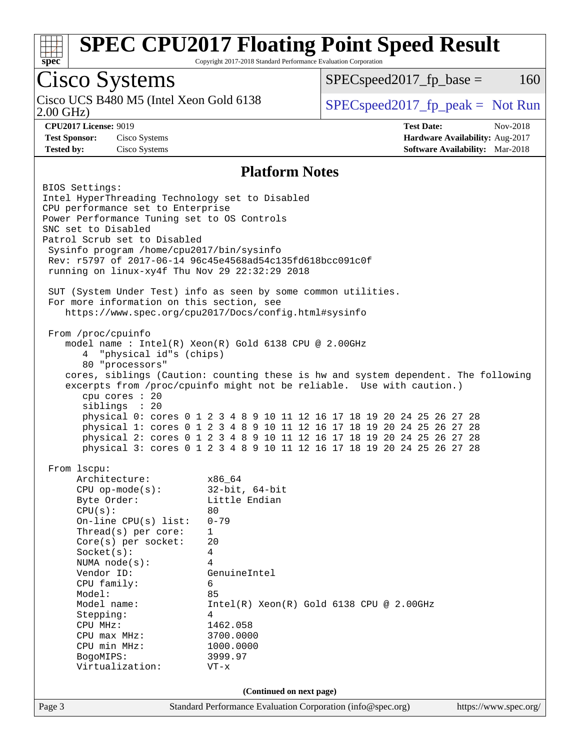# SPEC CPU2017 Floating Point Speed Result

Copyright 2017-2018 Standard Performance Evaluation Corporation

## Cisco Systems

Cisco UCS B480 M5 (Intel Xeon Gold 6138 2.00 GHz)

SPECspeed2017_fp_base = 160

SPECspeed2017_fp_peak = Not Run

**CPU2017 License:** 9019
**Test Sponsor:** Cisco Systems
**Tested by:** Cisco Systems

**Test Date:** Nov-2018
**Hardware Availability:** Aug-2017
**Software Availability:** Mar-2018

### Platform Notes

```
BIOS Settings:
Intel HyperThreading Technology set to Disabled
CPU performance set to Enterprise
Power Performance Tuning set to OS Controls
SNC set to Disabled
Patrol Scrub set to Disabled
 Sysinfo program /home/cpu2017/bin/sysinfo
 Rev: r5797 of 2017-06-14 96c45e4568ad54c135fd618bcc091c0f
 running on linux-xy4f Thu Nov 29 22:32:29 2018

 SUT (System Under Test) info as seen by some common utilities.
 For more information on this section, see
    https://www.spec.org/cpu2017/Docs/config.html#sysinfo

 From /proc/cpuinfo
    model name : Intel(R) Xeon(R) Gold 6138 CPU @ 2.00GHz
       4  "physical id"s (chips)
       80 "processors"
    cores, siblings (Caution: counting these is hw and system dependent. The following
    excerpts from /proc/cpuinfo might not be reliable.  Use with caution.)
       cpu cores : 20
       siblings  : 20
       physical 0: cores 0 1 2 3 4 8 9 10 11 12 16 17 18 19 20 24 25 26 27 28
       physical 1: cores 0 1 2 3 4 8 9 10 11 12 16 17 18 19 20 24 25 26 27 28
       physical 2: cores 0 1 2 3 4 8 9 10 11 12 16 17 18 19 20 24 25 26 27 28
       physical 3: cores 0 1 2 3 4 8 9 10 11 12 16 17 18 19 20 24 25 26 27 28

 From lscpu:
      Architecture:          x86_64
      CPU op-mode(s):        32-bit, 64-bit
      Byte Order:            Little Endian
      CPU(s):                80
      On-line CPU(s) list:   0-79
      Thread(s) per core:    1
      Core(s) per socket:    20
      Socket(s):             4
      NUMA node(s):          4
      Vendor ID:             GenuineIntel
      CPU family:            6
      Model:                 85
      Model name:            Intel(R) Xeon(R) Gold 6138 CPU @ 2.00GHz
      Stepping:              4
      CPU MHz:               1462.058
      CPU max MHz:           3700.0000
      CPU min MHz:           1000.0000
      BogoMIPS:              3999.97
      Virtualization:        VT-x
```

(Continued on next page)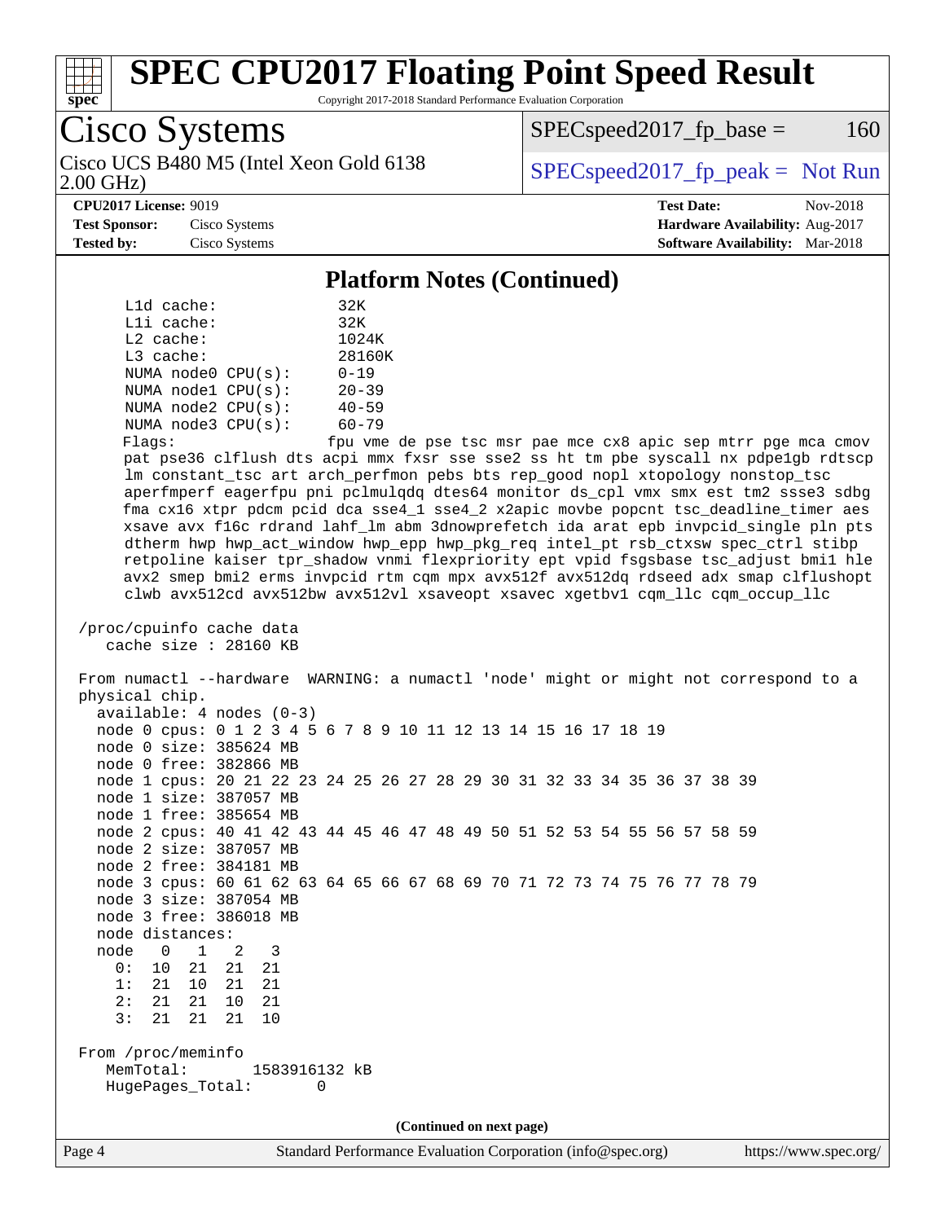## Platform Notes (Continued)

```
     L1d cache:             32K
     L1i cache:             32K
     L2 cache:              1024K
     L3 cache:              28160K
     NUMA node0 CPU(s):     0-19
     NUMA node1 CPU(s):     20-39
     NUMA node2 CPU(s):     40-59
     NUMA node3 CPU(s):     60-79
     Flags:                 fpu vme de pse tsc msr pae mce cx8 apic sep mtrr pge mca cmov
     pat pse36 clflush dts acpi mmx fxsr sse sse2 ss ht tm pbe syscall nx pdpe1gb rdtscp
     lm constant_tsc art arch_perfmon pebs bts rep_good nopl xtopology nonstop_tsc
     aperfmperf eagerfpu pni pclmulqdq dtes64 monitor ds_cpl vmx smx est tm2 ssse3 sdbg
     fma cx16 xtpr pdcm pcid dca sse4_1 sse4_2 x2apic movbe popcnt tsc_deadline_timer aes
     xsave avx f16c rdrand lahf_lm abm 3dnowprefetch ida arat epb invpcid_single pln pts
     dtherm hwp hwp_act_window hwp_epp hwp_pkg_req intel_pt rsb_ctxsw spec_ctrl stibp
     retpoline kaiser tpr_shadow vnmi flexpriority ept vpid fsgsbase tsc_adjust bmi1 hle
     avx2 smep bmi2 erms invpcid rtm cqm mpx avx512f avx512dq rdseed adx smap clflushopt
     clwb avx512cd avx512bw avx512vl xsaveopt xsavec xgetbv1 cqm_llc cqm_occup_llc

 /proc/cpuinfo cache data
    cache size : 28160 KB

 From numactl --hardware  WARNING: a numactl 'node' might or might not correspond to a
 physical chip.
   available: 4 nodes (0-3)
   node 0 cpus: 0 1 2 3 4 5 6 7 8 9 10 11 12 13 14 15 16 17 18 19
   node 0 size: 385624 MB
   node 0 free: 382866 MB
   node 1 cpus: 20 21 22 23 24 25 26 27 28 29 30 31 32 33 34 35 36 37 38 39
   node 1 size: 387057 MB
   node 1 free: 385654 MB
   node 2 cpus: 40 41 42 43 44 45 46 47 48 49 50 51 52 53 54 55 56 57 58 59
   node 2 size: 387057 MB
   node 2 free: 384181 MB
   node 3 cpus: 60 61 62 63 64 65 66 67 68 69 70 71 72 73 74 75 76 77 78 79
   node 3 size: 387054 MB
   node 3 free: 386018 MB
   node distances:
   node   0   1   2   3
     0:  10  21  21  21
     1:  21  10  21  21
     2:  21  21  10  21
     3:  21  21  21  10

 From /proc/meminfo
    MemTotal:       1583916132 kB
    HugePages_Total:       0
```

(Continued on next page)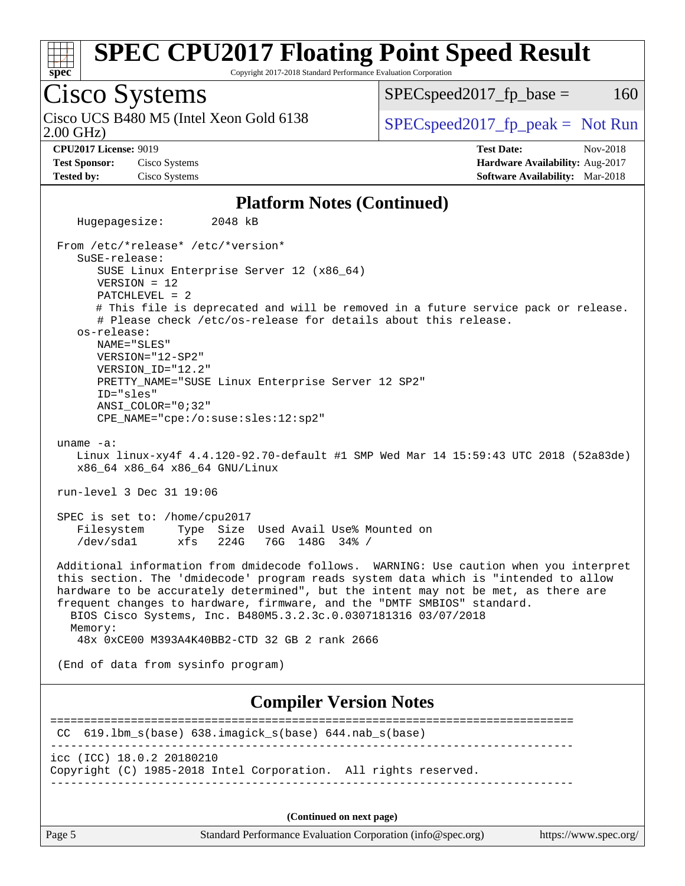## Platform Notes (Continued)

```
   Hugepagesize:        2048 kB

 From /etc/*release* /etc/*version*
    SuSE-release:
       SUSE Linux Enterprise Server 12 (x86_64)
       VERSION = 12
       PATCHLEVEL = 2
       # This file is deprecated and will be removed in a future service pack or release.
       # Please check /etc/os-release for details about this release.
    os-release:
       NAME="SLES"
       VERSION="12-SP2"
       VERSION_ID="12.2"
       PRETTY_NAME="SUSE Linux Enterprise Server 12 SP2"
       ID="sles"
       ANSI_COLOR="0;32"
       CPE_NAME="cpe:/o:suse:sles:12:sp2"

 uname -a:
    Linux linux-xy4f 4.4.120-92.70-default #1 SMP Wed Mar 14 15:59:43 UTC 2018 (52a83de)
    x86_64 x86_64 x86_64 GNU/Linux

 run-level 3 Dec 31 19:06

 SPEC is set to: /home/cpu2017
    Filesystem     Type  Size  Used Avail Use% Mounted on
    /dev/sda1      xfs   224G   76G  148G  34% /

 Additional information from dmidecode follows.  WARNING: Use caution when you interpret
 this section. The 'dmidecode' program reads system data which is "intended to allow
 hardware to be accurately determined", but the intent may not be met, as there are
 frequent changes to hardware, firmware, and the "DMTF SMBIOS" standard.
   BIOS Cisco Systems, Inc. B480M5.3.2.3c.0.0307181316 03/07/2018
   Memory:
    48x 0xCE00 M393A4K40BB2-CTD 32 GB 2 rank 2666

 (End of data from sysinfo program)
```

## Compiler Version Notes

```
==============================================================================
 CC  619.lbm_s(base) 638.imagick_s(base) 644.nab_s(base)
------------------------------------------------------------------------------
icc (ICC) 18.0.2 20180210
Copyright (C) 1985-2018 Intel Corporation.  All rights reserved.
------------------------------------------------------------------------------
```

**(Continued on next page)**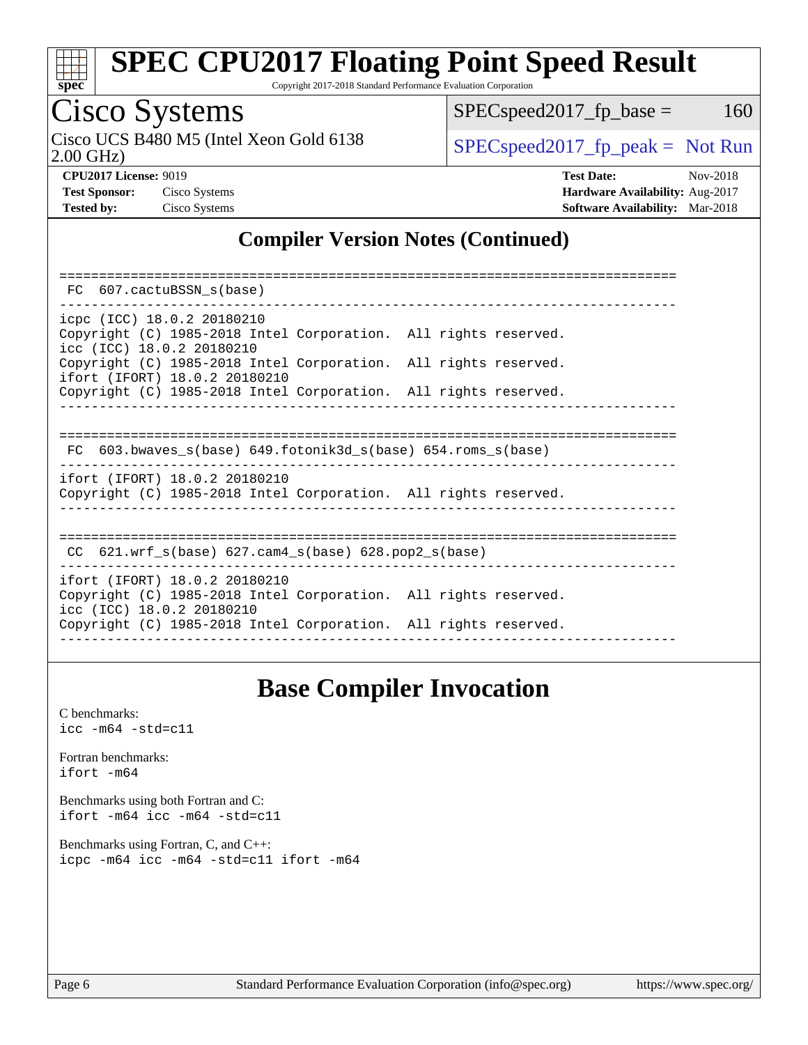## Compiler Version Notes (Continued)

```
==============================================================================
 FC  607.cactuBSSN_s(base)
------------------------------------------------------------------------------
icpc (ICC) 18.0.2 20180210
Copyright (C) 1985-2018 Intel Corporation.  All rights reserved.
icc (ICC) 18.0.2 20180210
Copyright (C) 1985-2018 Intel Corporation.  All rights reserved.
ifort (IFORT) 18.0.2 20180210
Copyright (C) 1985-2018 Intel Corporation.  All rights reserved.
------------------------------------------------------------------------------

==============================================================================
 FC  603.bwaves_s(base) 649.fotonik3d_s(base) 654.roms_s(base)
------------------------------------------------------------------------------
ifort (IFORT) 18.0.2 20180210
Copyright (C) 1985-2018 Intel Corporation.  All rights reserved.
------------------------------------------------------------------------------

==============================================================================
 CC  621.wrf_s(base) 627.cam4_s(base) 628.pop2_s(base)
------------------------------------------------------------------------------
ifort (IFORT) 18.0.2 20180210
Copyright (C) 1985-2018 Intel Corporation.  All rights reserved.
icc (ICC) 18.0.2 20180210
Copyright (C) 1985-2018 Intel Corporation.  All rights reserved.
------------------------------------------------------------------------------
```

## Base Compiler Invocation

C benchmarks:
`icc -m64 -std=c11`

Fortran benchmarks:
`ifort -m64`

Benchmarks using both Fortran and C:
`ifort -m64 icc -m64 -std=c11`

Benchmarks using Fortran, C, and C++:
`icpc -m64 icc -m64 -std=c11 ifort -m64`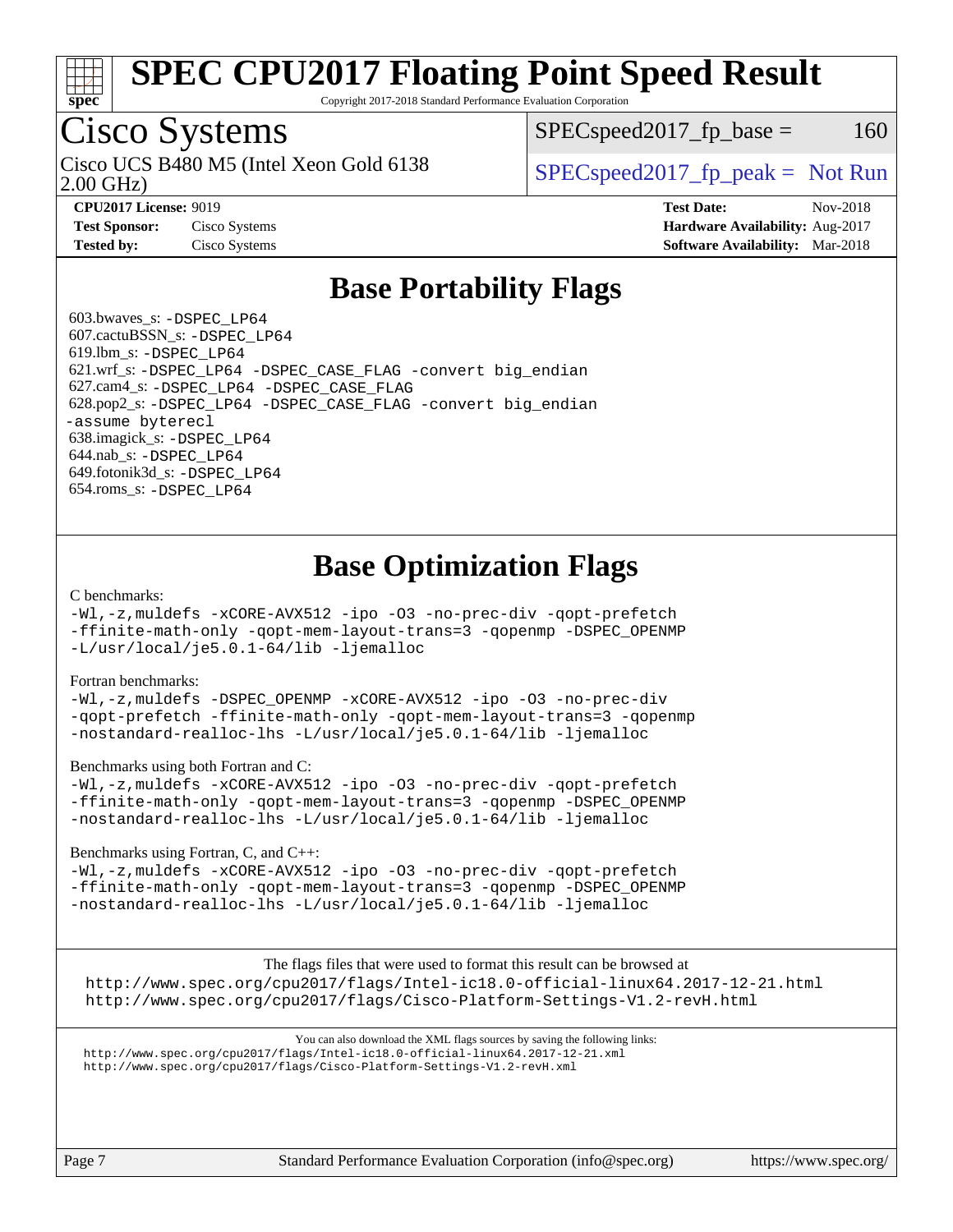# SPEC CPU2017 Floating Point Speed Result

Copyright 2017-2018 Standard Performance Evaluation Corporation

## Cisco Systems

Cisco UCS B480 M5 (Intel Xeon Gold 6138 2.00 GHz)

SPECspeed2017_fp_base = 160

SPECspeed2017_fp_peak = Not Run

**CPU2017 License:** 9019
**Test Sponsor:** Cisco Systems
**Tested by:** Cisco Systems

**Test Date:** Nov-2018
**Hardware Availability:** Aug-2017
**Software Availability:** Mar-2018

## Base Portability Flags

603.bwaves_s: -DSPEC_LP64
607.cactuBSSN_s: -DSPEC_LP64
619.lbm_s: -DSPEC_LP64
621.wrf_s: -DSPEC_LP64 -DSPEC_CASE_FLAG -convert big_endian
627.cam4_s: -DSPEC_LP64 -DSPEC_CASE_FLAG
628.pop2_s: -DSPEC_LP64 -DSPEC_CASE_FLAG -convert big_endian -assume byterecl
638.imagick_s: -DSPEC_LP64
644.nab_s: -DSPEC_LP64
649.fotonik3d_s: -DSPEC_LP64
654.roms_s: -DSPEC_LP64

## Base Optimization Flags

C benchmarks:

-Wl,-z,muldefs -xCORE-AVX512 -ipo -O3 -no-prec-div -qopt-prefetch -ffinite-math-only -qopt-mem-layout-trans=3 -qopenmp -DSPEC_OPENMP -L/usr/local/je5.0.1-64/lib -ljemalloc

Fortran benchmarks:

-Wl,-z,muldefs -DSPEC_OPENMP -xCORE-AVX512 -ipo -O3 -no-prec-div -qopt-prefetch -ffinite-math-only -qopt-mem-layout-trans=3 -qopenmp -nostandard-realloc-lhs -L/usr/local/je5.0.1-64/lib -ljemalloc

Benchmarks using both Fortran and C:

-Wl,-z,muldefs -xCORE-AVX512 -ipo -O3 -no-prec-div -qopt-prefetch -ffinite-math-only -qopt-mem-layout-trans=3 -qopenmp -DSPEC_OPENMP -nostandard-realloc-lhs -L/usr/local/je5.0.1-64/lib -ljemalloc

Benchmarks using Fortran, C, and C++:

-Wl,-z,muldefs -xCORE-AVX512 -ipo -O3 -no-prec-div -qopt-prefetch -ffinite-math-only -qopt-mem-layout-trans=3 -qopenmp -DSPEC_OPENMP -nostandard-realloc-lhs -L/usr/local/je5.0.1-64/lib -ljemalloc

The flags files that were used to format this result can be browsed at
http://www.spec.org/cpu2017/flags/Intel-ic18.0-official-linux64.2017-12-21.html
http://www.spec.org/cpu2017/flags/Cisco-Platform-Settings-V1.2-revH.html

You can also download the XML flags sources by saving the following links:
http://www.spec.org/cpu2017/flags/Intel-ic18.0-official-linux64.2017-12-21.xml
http://www.spec.org/cpu2017/flags/Cisco-Platform-Settings-V1.2-revH.xml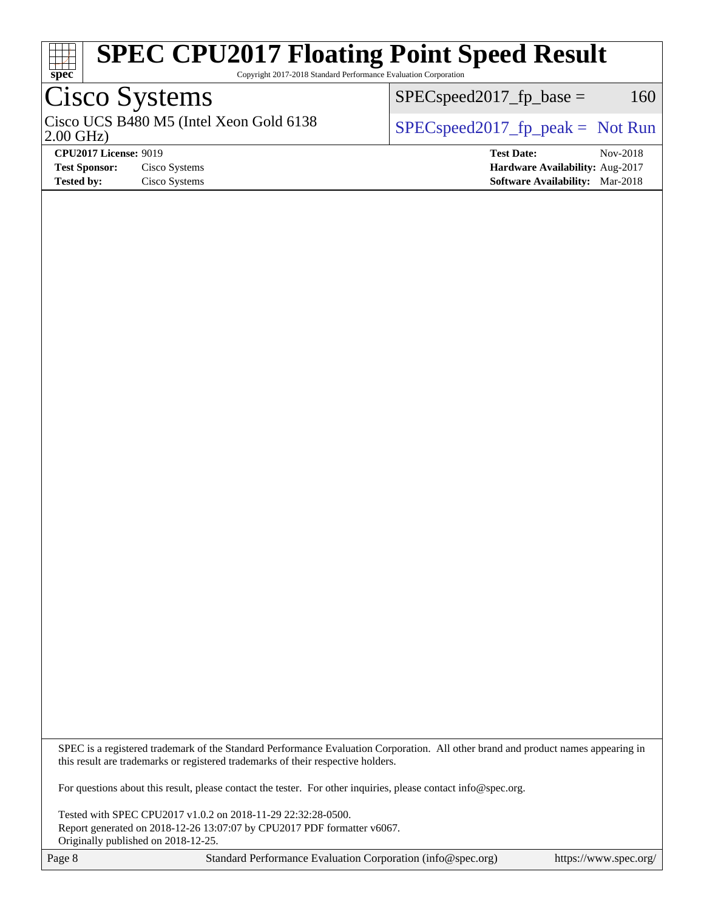SPEC is a registered trademark of the Standard Performance Evaluation Corporation. All other brand and product names appearing in this result are trademarks or registered trademarks of their respective holders.

For questions about this result, please contact the tester. For other inquiries, please contact info@spec.org.

Tested with SPEC CPU2017 v1.0.2 on 2018-11-29 22:32:28-0500.
Report generated on 2018-12-26 13:07:07 by CPU2017 PDF formatter v6067.
Originally published on 2018-12-25.